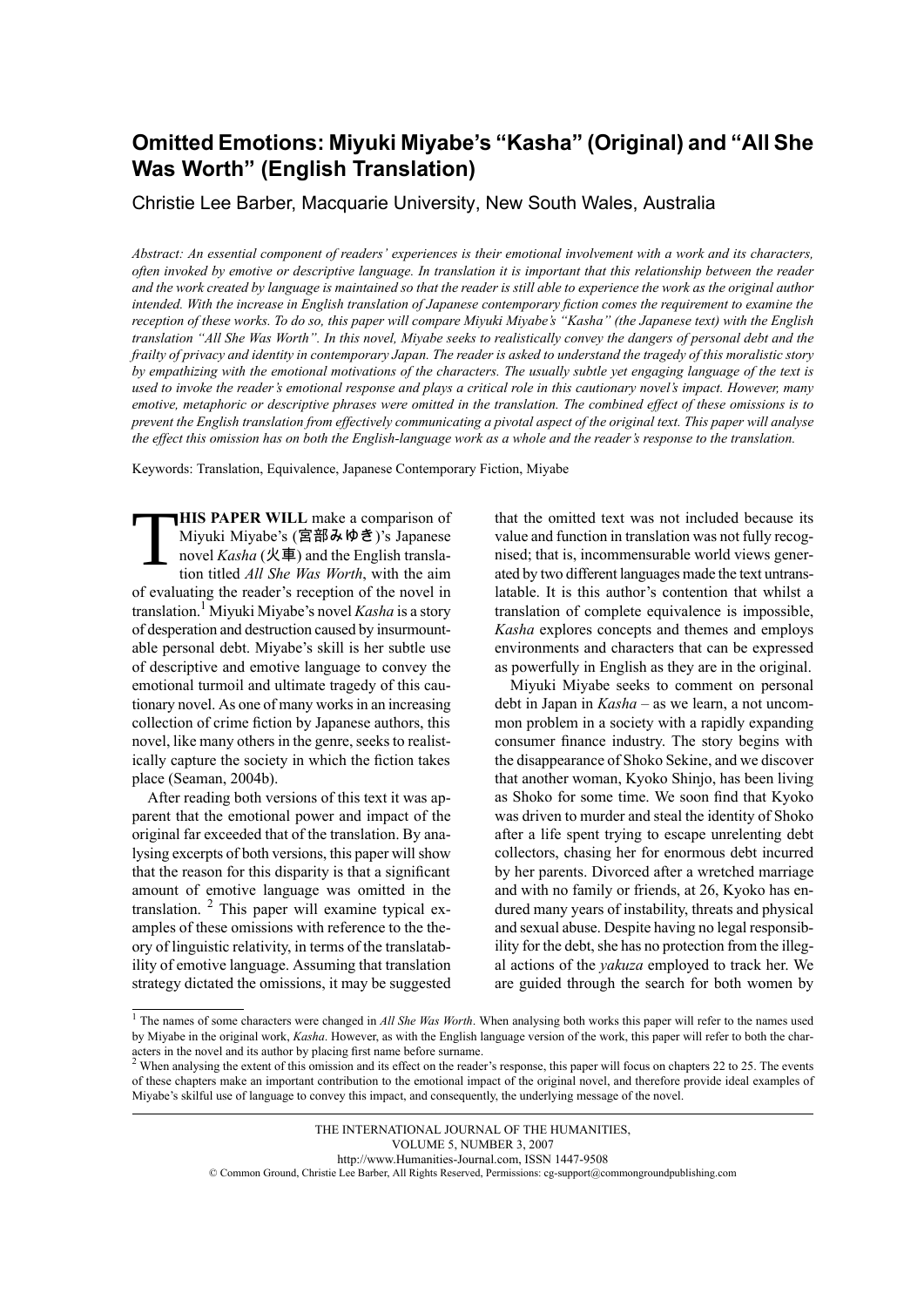# Omitted Emotions: Miyuki Miyabe's "Kasha" (Original) and "All She Was Worth" (English Translation)

Christie Lee Barber, Macquarie University, New South Wales, Australia

*Abstract: An essential component of readers' experiences is their emotional involvement with a work and its characters, often invoked by emotive or descriptive language. In translation it is important that this relationship between the reader and the work created by language is maintained so that the reader is still able to experience the work as the original author intended. With the increase in English translation of Japanese contemporary fiction comes the requirement to examine the reception of these works. To do so, this paper will compare Miyuki Miyabe's "Kasha" (the Japanese text) with the English translation "All She Was Worth". In this novel, Miyabe seeks to realistically convey the dangers of personal debt and the frailty of privacy and identity in contemporary Japan. The reader is asked to understand the tragedy of this moralistic story by empathizing with the emotional motivations of the characters. The usually subtle yet engaging language of the text is used to invoke the reader's emotional response and plays a critical role in this cautionary novel's impact. However, many emotive, metaphoric or descriptive phrases were omitted in the translation. The combined effect of these omissions is to prevent the English translation from effectively communicating a pivotal aspect of the original text. This paper will analyse the effect this omission has on both the English-language work as a whole and the reader's response to the translation.*

Keywords: Translation, Equivalence, Japanese Contemporary Fiction, Miyabe

**THIS PAPER WILL** make a comparison of Miyuki Miyabe's (宮部みゆき)'s Japanese novel *Kasha* (火車) and the English translation titled *All She Was Worth*, with the aim of evaluating the reader's reception of the novel in translation.[1] Miyuki Miyabe's novel *Kasha* is a story of desperation and destruction caused by insurmountable personal debt. Miyabe's skill is her subtle use of descriptive and emotive language to convey the emotional turmoil and ultimate tragedy of this cautionary novel. As one of many works in an increasing collection of crime fiction by Japanese authors, this novel, like many others in the genre, seeks to realistically capture the society in which the fiction takes place (Seaman, 2004b).

After reading both versions of this text it was apparent that the emotional power and impact of the original far exceeded that of the translation. By analysing excerpts of both versions, this paper will show that the reason for this disparity is that a significant amount of emotive language was omitted in the translation. [2] This paper will examine typical examples of these omissions with reference to the theory of linguistic relativity, in terms of the translatability of emotive language. Assuming that translation strategy dictated the omissions, it may be suggested that the omitted text was not included because its value and function in translation was not fully recognised; that is, incommensurable world views generated by two different languages made the text untranslatable. It is this author's contention that whilst a translation of complete equivalence is impossible, *Kasha* explores concepts and themes and employs environments and characters that can be expressed as powerfully in English as they are in the original.

Miyuki Miyabe seeks to comment on personal debt in Japan in *Kasha* – as we learn, a not uncommon problem in a society with a rapidly expanding consumer finance industry. The story begins with the disappearance of Shoko Sekine, and we discover that another woman, Kyoko Shinjo, has been living as Shoko for some time. We soon find that Kyoko was driven to murder and steal the identity of Shoko after a life spent trying to escape unrelenting debt collectors, chasing her for enormous debt incurred by her parents. Divorced after a wretched marriage and with no family or friends, at 26, Kyoko has endured many years of instability, threats and physical and sexual abuse. Despite having no legal responsibility for the debt, she has no protection from the illegal actions of the *yakuza* employed to track her. We are guided through the search for both women by

[1] The names of some characters were changed in *All She Was Worth*. When analysing both works this paper will refer to the names used by Miyabe in the original work, *Kasha*. However, as with the English language version of the work, this paper will refer to both the characters in the novel and its author by placing first name before surname.

[2] When analysing the extent of this omission and its effect on the reader's response, this paper will focus on chapters 22 to 25. The events of these chapters make an important contribution to the emotional impact of the original novel, and therefore provide ideal examples of Miyabe's skilful use of language to convey this impact, and consequently, the underlying message of the novel.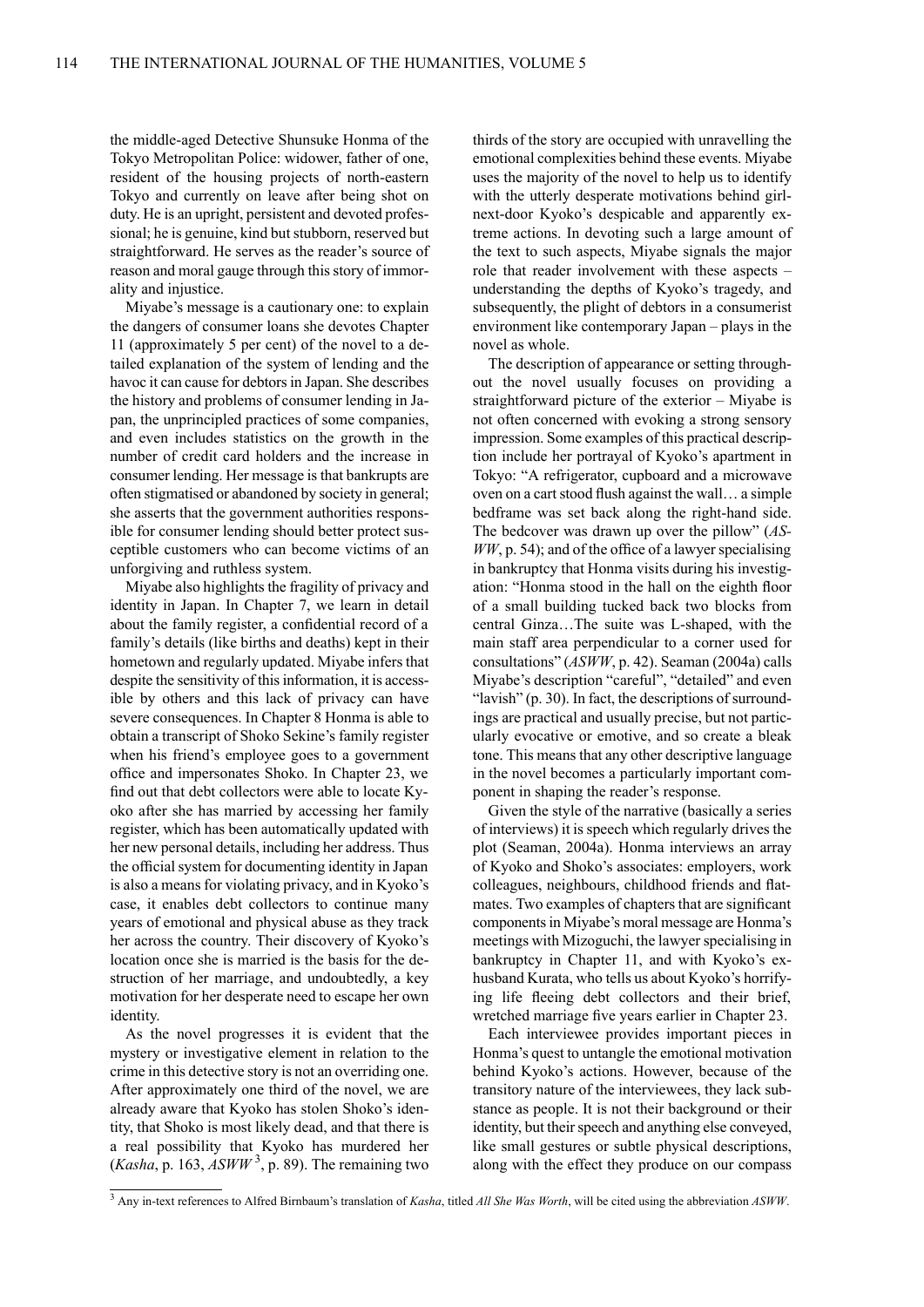the middle-aged Detective Shunsuke Honma of the Tokyo Metropolitan Police: widower, father of one, resident of the housing projects of north-eastern Tokyo and currently on leave after being shot on duty. He is an upright, persistent and devoted professional; he is genuine, kind but stubborn, reserved but straightforward. He serves as the reader's source of reason and moral gauge through this story of immorality and injustice.

Miyabe's message is a cautionary one: to explain the dangers of consumer loans she devotes Chapter 11 (approximately 5 per cent) of the novel to a detailed explanation of the system of lending and the havoc it can cause for debtors in Japan. She describes the history and problems of consumer lending in Japan, the unprincipled practices of some companies, and even includes statistics on the growth in the number of credit card holders and the increase in consumer lending. Her message is that bankrupts are often stigmatised or abandoned by society in general; she asserts that the government authorities responsible for consumer lending should better protect susceptible customers who can become victims of an unforgiving and ruthless system.

Miyabe also highlights the fragility of privacy and identity in Japan. In Chapter 7, we learn in detail about the family register, a confidential record of a family's details (like births and deaths) kept in their hometown and regularly updated. Miyabe infers that despite the sensitivity of this information, it is accessible by others and this lack of privacy can have severe consequences. In Chapter 8 Honma is able to obtain a transcript of Shoko Sekine's family register when his friend's employee goes to a government office and impersonates Shoko. In Chapter 23, we find out that debt collectors were able to locate Kyoko after she has married by accessing her family register, which has been automatically updated with her new personal details, including her address. Thus the official system for documenting identity in Japan is also a means for violating privacy, and in Kyoko's case, it enables debt collectors to continue many years of emotional and physical abuse as they track her across the country. Their discovery of Kyoko's location once she is married is the basis for the destruction of her marriage, and undoubtedly, a key motivation for her desperate need to escape her own identity.

As the novel progresses it is evident that the mystery or investigative element in relation to the crime in this detective story is not an overriding one. After approximately one third of the novel, we are already aware that Kyoko has stolen Shoko's identity, that Shoko is most likely dead, and that there is a real possibility that Kyoko has murdered her (*Kasha*, p. 163, *ASWW*[3], p. 89). The remaining two thirds of the story are occupied with unravelling the emotional complexities behind these events. Miyabe uses the majority of the novel to help us to identify with the utterly desperate motivations behind girl-next-door Kyoko's despicable and apparently extreme actions. In devoting such a large amount of the text to such aspects, Miyabe signals the major role that reader involvement with these aspects – understanding the depths of Kyoko's tragedy, and subsequently, the plight of debtors in a consumerist environment like contemporary Japan – plays in the novel as whole.

The description of appearance or setting throughout the novel usually focuses on providing a straightforward picture of the exterior – Miyabe is not often concerned with evoking a strong sensory impression. Some examples of this practical description include her portrayal of Kyoko's apartment in Tokyo: "A refrigerator, cupboard and a microwave oven on a cart stood flush against the wall… a simple bedframe was set back along the right-hand side. The bedcover was drawn up over the pillow" (*ASWW*, p. 54); and of the office of a lawyer specialising in bankruptcy that Honma visits during his investigation: "Honma stood in the hall on the eighth floor of a small building tucked back two blocks from central Ginza…The suite was L-shaped, with the main staff area perpendicular to a corner used for consultations" (*ASWW*, p. 42). Seaman (2004a) calls Miyabe's description "careful", "detailed" and even "lavish" (p. 30). In fact, the descriptions of surroundings are practical and usually precise, but not particularly evocative or emotive, and so create a bleak tone. This means that any other descriptive language in the novel becomes a particularly important component in shaping the reader's response.

Given the style of the narrative (basically a series of interviews) it is speech which regularly drives the plot (Seaman, 2004a). Honma interviews an array of Kyoko and Shoko's associates: employers, work colleagues, neighbours, childhood friends and flatmates. Two examples of chapters that are significant components in Miyabe's moral message are Honma's meetings with Mizoguchi, the lawyer specialising in bankruptcy in Chapter 11, and with Kyoko's ex-husband Kurata, who tells us about Kyoko's horrifying life fleeing debt collectors and their brief, wretched marriage five years earlier in Chapter 23.

Each interviewee provides important pieces in Honma's quest to untangle the emotional motivation behind Kyoko's actions. However, because of the transitory nature of the interviewees, they lack substance as people. It is not their background or their identity, but their speech and anything else conveyed, like small gestures or subtle physical descriptions, along with the effect they produce on our compass

---

[3] Any in-text references to Alfred Birnbaum's translation of *Kasha*, titled *All She Was Worth*, will be cited using the abbreviation *ASWW*.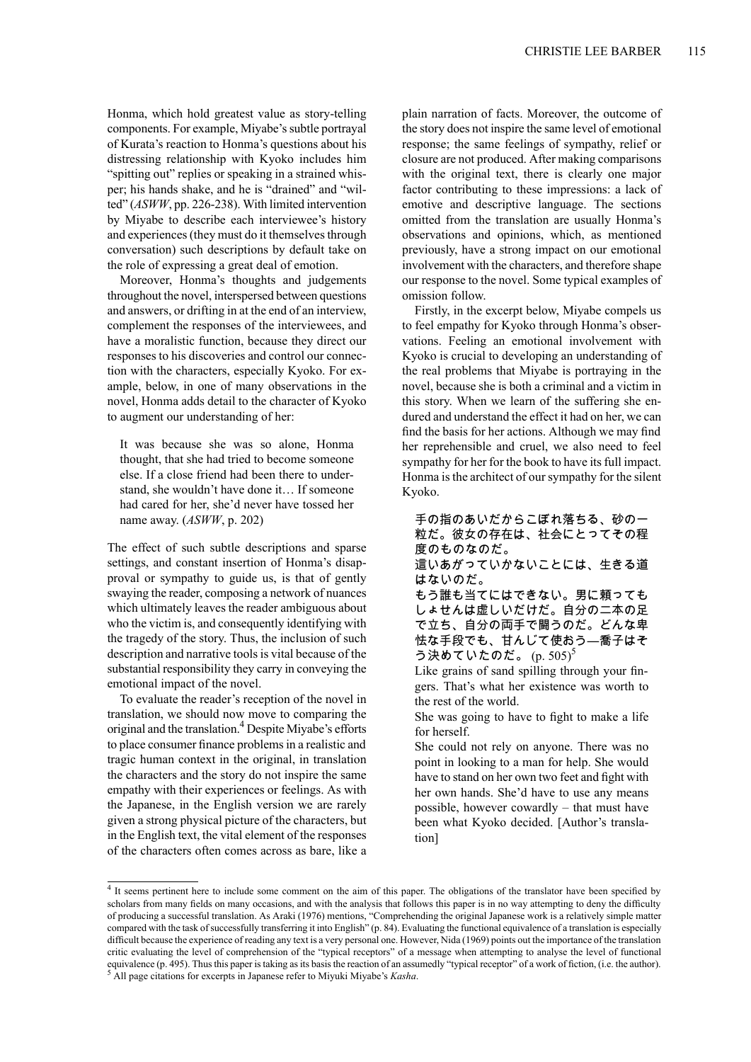Honma, which hold greatest value as story-telling components. For example, Miyabe's subtle portrayal of Kurata's reaction to Honma's questions about his distressing relationship with Kyoko includes him "spitting out" replies or speaking in a strained whisper; his hands shake, and he is "drained" and "wilted" (*ASWW*, pp. 226-238). With limited intervention by Miyabe to describe each interviewee's history and experiences (they must do it themselves through conversation) such descriptions by default take on the role of expressing a great deal of emotion.

Moreover, Honma's thoughts and judgements throughout the novel, interspersed between questions and answers, or drifting in at the end of an interview, complement the responses of the interviewees, and have a moralistic function, because they direct our responses to his discoveries and control our connection with the characters, especially Kyoko. For example, below, in one of many observations in the novel, Honma adds detail to the character of Kyoko to augment our understanding of her:

> It was because she was so alone, Honma thought, that she had tried to become someone else. If a close friend had been there to understand, she wouldn't have done it… If someone had cared for her, she'd never have tossed her name away. (*ASWW*, p. 202)

The effect of such subtle descriptions and sparse settings, and constant insertion of Honma's disapproval or sympathy to guide us, is that of gently swaying the reader, composing a network of nuances which ultimately leaves the reader ambiguous about who the victim is, and consequently identifying with the tragedy of the story. Thus, the inclusion of such description and narrative tools is vital because of the substantial responsibility they carry in conveying the emotional impact of the novel.

To evaluate the reader's reception of the novel in translation, we should now move to comparing the original and the translation.[4] Despite Miyabe's efforts to place consumer finance problems in a realistic and tragic human context in the original, in translation the characters and the story do not inspire the same empathy with their experiences or feelings. As with the Japanese, in the English version we are rarely given a strong physical picture of the characters, but in the English text, the vital element of the responses of the characters often comes across as bare, like a plain narration of facts. Moreover, the outcome of the story does not inspire the same level of emotional response; the same feelings of sympathy, relief or closure are not produced. After making comparisons with the original text, there is clearly one major factor contributing to these impressions: a lack of emotive and descriptive language. The sections omitted from the translation are usually Honma's observations and opinions, which, as mentioned previously, have a strong impact on our emotional involvement with the characters, and therefore shape our response to the novel. Some typical examples of omission follow.

Firstly, in the excerpt below, Miyabe compels us to feel empathy for Kyoko through Honma's observations. Feeling an emotional involvement with Kyoko is crucial to developing an understanding of the real problems that Miyabe is portraying in the novel, because she is both a criminal and a victim in this story. When we learn of the suffering she endured and understand the effect it had on her, we can find the basis for her actions. Although we may find her reprehensible and cruel, we also need to feel sympathy for her for the book to have its full impact. Honma is the architect of our sympathy for the silent Kyoko.

> 手の指のあいだからこぼれ落ちる、砂の一粒だ。彼女の存在は、社会にとってその程度のものなのだ。
>
> 這いあがっていかないことには、生きる道はないのだ。
>
> もう誰も当てにはできない。男に頼ってもしょせんは虚しいだけだ。自分の二本の足で立ち、自分の両手で闘うのだ。どんな卑怯な手段でも、甘んじて使おう—喬子はそう決めていたのだ。(p. 505)[5]
>
> Like grains of sand spilling through your fingers. That's what her existence was worth to the rest of the world.
>
> She was going to have to fight to make a life for herself.
>
> She could not rely on anyone. There was no point in looking to a man for help. She would have to stand on her own two feet and fight with her own hands. She'd have to use any means possible, however cowardly – that must have been what Kyoko decided. [Author's translation]

---

[4] It seems pertinent here to include some comment on the aim of this paper. The obligations of the translator have been specified by scholars from many fields on many occasions, and with the analysis that follows this paper is in no way attempting to deny the difficulty of producing a successful translation. As Araki (1976) mentions, "Comprehending the original Japanese work is a relatively simple matter compared with the task of successfully transferring it into English" (p. 84). Evaluating the functional equivalence of a translation is especially difficult because the experience of reading any text is a very personal one. However, Nida (1969) points out the importance of the translation critic evaluating the level of comprehension of the "typical receptors" of a message when attempting to analyse the level of functional equivalence (p. 495). Thus this paper is taking as its basis the reaction of an assumedly "typical receptor" of a work of fiction, (i.e. the author).

[5] All page citations for excerpts in Japanese refer to Miyuki Miyabe's *Kasha*.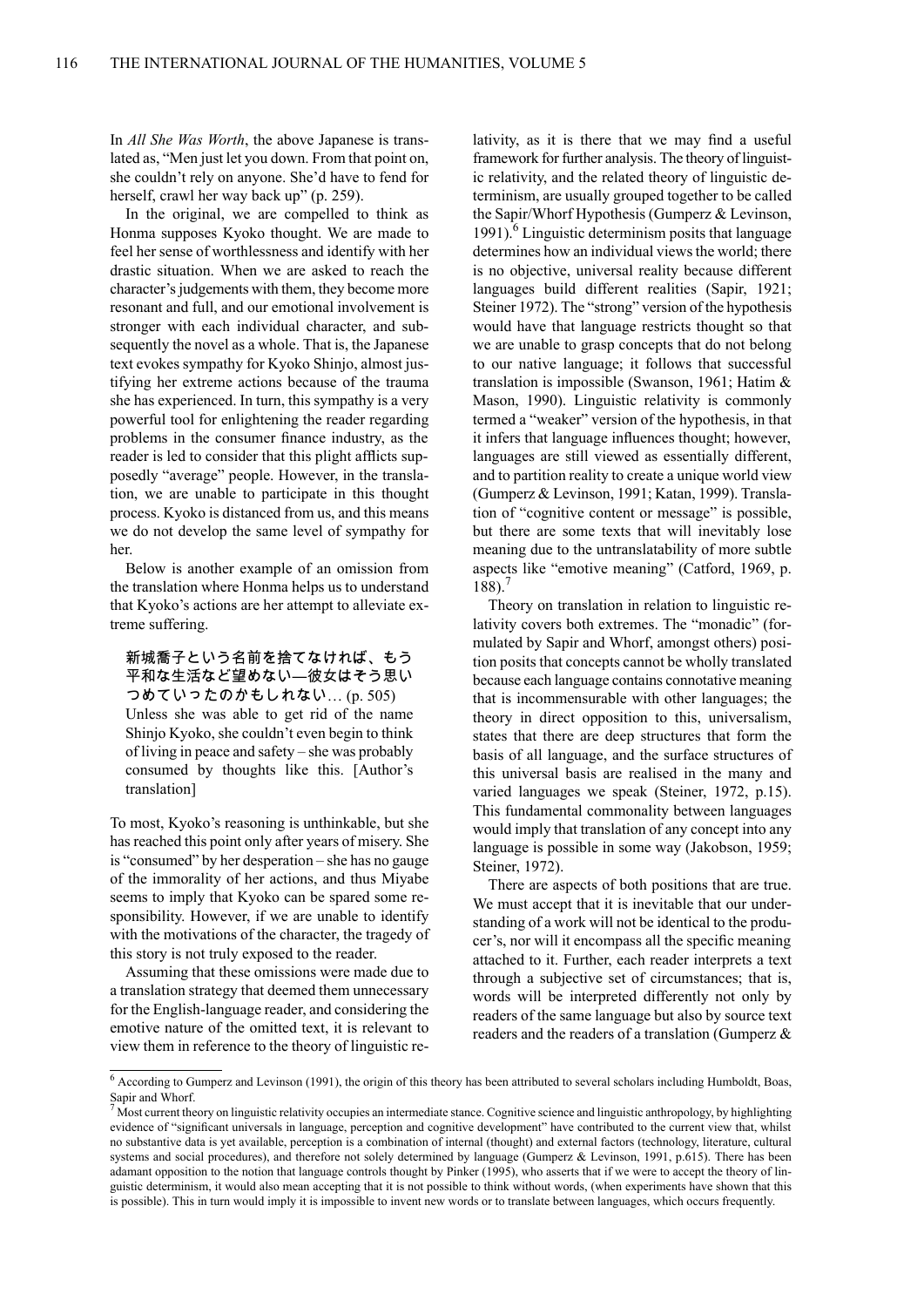In *All She Was Worth*, the above Japanese is translated as, "Men just let you down. From that point on, she couldn't rely on anyone. She'd have to fend for herself, crawl her way back up" (p. 259).

In the original, we are compelled to think as Honma supposes Kyoko thought. We are made to feel her sense of worthlessness and identify with her drastic situation. When we are asked to reach the character's judgements with them, they become more resonant and full, and our emotional involvement is stronger with each individual character, and subsequently the novel as a whole. That is, the Japanese text evokes sympathy for Kyoko Shinjo, almost justifying her extreme actions because of the trauma she has experienced. In turn, this sympathy is a very powerful tool for enlightening the reader regarding problems in the consumer finance industry, as the reader is led to consider that this plight afflicts supposedly "average" people. However, in the translation, we are unable to participate in this thought process. Kyoko is distanced from us, and this means we do not develop the same level of sympathy for her.

Below is another example of an omission from the translation where Honma helps us to understand that Kyoko's actions are her attempt to alleviate extreme suffering.

> 新城喬子という名前を捨てなければ、もう平和な生活など望めない—彼女はそう思いつめていったのかもしれない… (p. 505)
> Unless she was able to get rid of the name Shinjo Kyoko, she couldn't even begin to think of living in peace and safety – she was probably consumed by thoughts like this. [Author's translation]

To most, Kyoko's reasoning is unthinkable, but she has reached this point only after years of misery. She is "consumed" by her desperation – she has no gauge of the immorality of her actions, and thus Miyabe seems to imply that Kyoko can be spared some responsibility. However, if we are unable to identify with the motivations of the character, the tragedy of this story is not truly exposed to the reader.

Assuming that these omissions were made due to a translation strategy that deemed them unnecessary for the English-language reader, and considering the emotive nature of the omitted text, it is relevant to view them in reference to the theory of linguistic relativity, as it is there that we may find a useful framework for further analysis. The theory of linguistic relativity, and the related theory of linguistic determinism, are usually grouped together to be called the Sapir/Whorf Hypothesis (Gumperz & Levinson, 1991).[6] Linguistic determinism posits that language determines how an individual views the world; there is no objective, universal reality because different languages build different realities (Sapir, 1921; Steiner 1972). The "strong" version of the hypothesis would have that language restricts thought so that we are unable to grasp concepts that do not belong to our native language; it follows that successful translation is impossible (Swanson, 1961; Hatim & Mason, 1990). Linguistic relativity is commonly termed a "weaker" version of the hypothesis, in that it infers that language influences thought; however, languages are still viewed as essentially different, and to partition reality to create a unique world view (Gumperz & Levinson, 1991; Katan, 1999). Translation of "cognitive content or message" is possible, but there are some texts that will inevitably lose meaning due to the untranslatability of more subtle aspects like "emotive meaning" (Catford, 1969, p. 188).[7]

Theory on translation in relation to linguistic relativity covers both extremes. The "monadic" (formulated by Sapir and Whorf, amongst others) position posits that concepts cannot be wholly translated because each language contains connotative meaning that is incommensurable with other languages; the theory in direct opposition to this, universalism, states that there are deep structures that form the basis of all language, and the surface structures of this universal basis are realised in the many and varied languages we speak (Steiner, 1972, p.15). This fundamental commonality between languages would imply that translation of any concept into any language is possible in some way (Jakobson, 1959; Steiner, 1972).

There are aspects of both positions that are true. We must accept that it is inevitable that our understanding of a work will not be identical to the producer's, nor will it encompass all the specific meaning attached to it. Further, each reader interprets a text through a subjective set of circumstances; that is, words will be interpreted differently not only by readers of the same language but also by source text readers and the readers of a translation (Gumperz &

---

[6] According to Gumperz and Levinson (1991), the origin of this theory has been attributed to several scholars including Humboldt, Boas, Sapir and Whorf.

[7] Most current theory on linguistic relativity occupies an intermediate stance. Cognitive science and linguistic anthropology, by highlighting evidence of "significant universals in language, perception and cognitive development" have contributed to the current view that, whilst no substantive data is yet available, perception is a combination of internal (thought) and external factors (technology, literature, cultural systems and social procedures), and therefore not solely determined by language (Gumperz & Levinson, 1991, p.615). There has been adamant opposition to the notion that language controls thought by Pinker (1995), who asserts that if we were to accept the theory of linguistic determinism, it would also mean accepting that it is not possible to think without words, (when experiments have shown that this is possible). This in turn would imply it is impossible to invent new words or to translate between languages, which occurs frequently.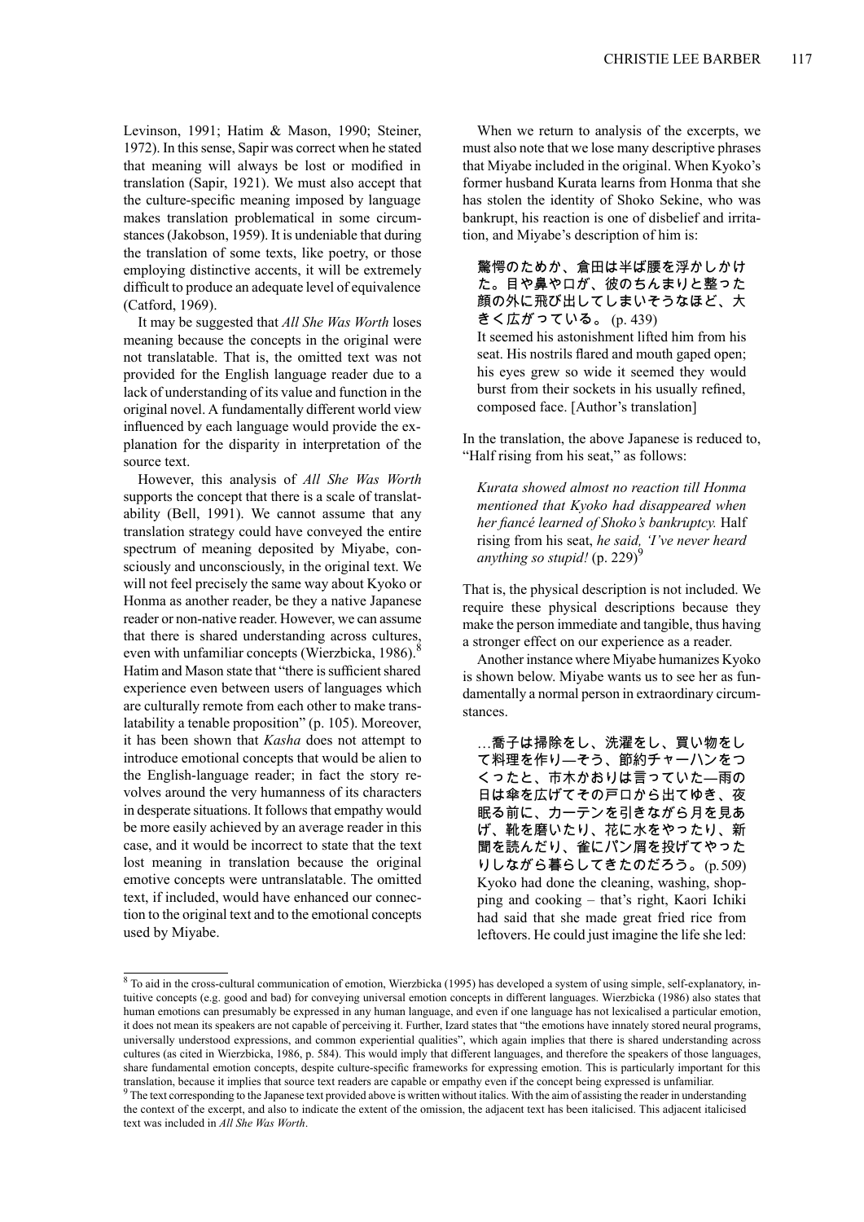Levinson, 1991; Hatim & Mason, 1990; Steiner, 1972). In this sense, Sapir was correct when he stated that meaning will always be lost or modified in translation (Sapir, 1921). We must also accept that the culture-specific meaning imposed by language makes translation problematical in some circumstances (Jakobson, 1959). It is undeniable that during the translation of some texts, like poetry, or those employing distinctive accents, it will be extremely difficult to produce an adequate level of equivalence (Catford, 1969).

It may be suggested that *All She Was Worth* loses meaning because the concepts in the original were not translatable. That is, the omitted text was not provided for the English language reader due to a lack of understanding of its value and function in the original novel. A fundamentally different world view influenced by each language would provide the explanation for the disparity in interpretation of the source text.

However, this analysis of *All She Was Worth* supports the concept that there is a scale of translatability (Bell, 1991). We cannot assume that any translation strategy could have conveyed the entire spectrum of meaning deposited by Miyabe, consciously and unconsciously, in the original text. We will not feel precisely the same way about Kyoko or Honma as another reader, be they a native Japanese reader or non-native reader. However, we can assume that there is shared understanding across cultures, even with unfamiliar concepts (Wierzbicka, 1986).[8] Hatim and Mason state that "there is sufficient shared experience even between users of languages which are culturally remote from each other to make translatability a tenable proposition" (p. 105). Moreover, it has been shown that *Kasha* does not attempt to introduce emotional concepts that would be alien to the English-language reader; in fact the story revolves around the very humanness of its characters in desperate situations. It follows that empathy would be more easily achieved by an average reader in this case, and it would be incorrect to state that the text lost meaning in translation because the original emotive concepts were untranslatable. The omitted text, if included, would have enhanced our connection to the original text and to the emotional concepts used by Miyabe.

When we return to analysis of the excerpts, we must also note that we lose many descriptive phrases that Miyabe included in the original. When Kyoko's former husband Kurata learns from Honma that she has stolen the identity of Shoko Sekine, who was bankrupt, his reaction is one of disbelief and irritation, and Miyabe's description of him is:

> 驚愕のためか、倉田は半ば腰を浮かしかけた。目や鼻や口が、彼のちんまりと整った顔の外に飛び出してしまいそうなほど、大きく広がっている。(p. 439)
> It seemed his astonishment lifted him from his seat. His nostrils flared and mouth gaped open; his eyes grew so wide it seemed they would burst from their sockets in his usually refined, composed face. [Author's translation]

In the translation, the above Japanese is reduced to, "Half rising from his seat," as follows:

> *Kurata showed almost no reaction till Honma mentioned that Kyoko had disappeared when her fiancé learned of Shoko's bankruptcy.* Half rising from his seat, *he said, 'I've never heard anything so stupid!* (p. 229)[9]

That is, the physical description is not included. We require these physical descriptions because they make the person immediate and tangible, thus having a stronger effect on our experience as a reader.

Another instance where Miyabe humanizes Kyoko is shown below. Miyabe wants us to see her as fundamentally a normal person in extraordinary circumstances.

> …喬子は掃除をし、洗濯をし、買い物をして料理を作り—そう、節約チャーハンをつくったと、市木かおりは言っていた—雨の日は傘を広げてその戸口から出てゆき、夜眠る前に、カーテンを引きながら月を見あげ、靴を磨いたり、花に水をやったり、新聞を読んだり、雀にパン屑を投げてやったりしながら暮らしてきたのだろう。(p. 509)
> Kyoko had done the cleaning, washing, shopping and cooking – that's right, Kaori Ichiki had said that she made great fried rice from leftovers. He could just imagine the life she led:

---

[8] To aid in the cross-cultural communication of emotion, Wierzbicka (1995) has developed a system of using simple, self-explanatory, intuitive concepts (e.g. good and bad) for conveying universal emotion concepts in different languages. Wierzbicka (1986) also states that human emotions can presumably be expressed in any human language, and even if one language has not lexicalised a particular emotion, it does not mean its speakers are not capable of perceiving it. Further, Izard states that "the emotions have innately stored neural programs, universally understood expressions, and common experiential qualities", which again implies that there is shared understanding across cultures (as cited in Wierzbicka, 1986, p. 584). This would imply that different languages, and therefore the speakers of those languages, share fundamental emotion concepts, despite culture-specific frameworks for expressing emotion. This is particularly important for this translation, because it implies that source text readers are capable or empathy even if the concept being expressed is unfamiliar.

[9] The text corresponding to the Japanese text provided above is written without italics. With the aim of assisting the reader in understanding the context of the excerpt, and also to indicate the extent of the omission, the adjacent text has been italicised. This adjacent italicised text was included in *All She Was Worth*.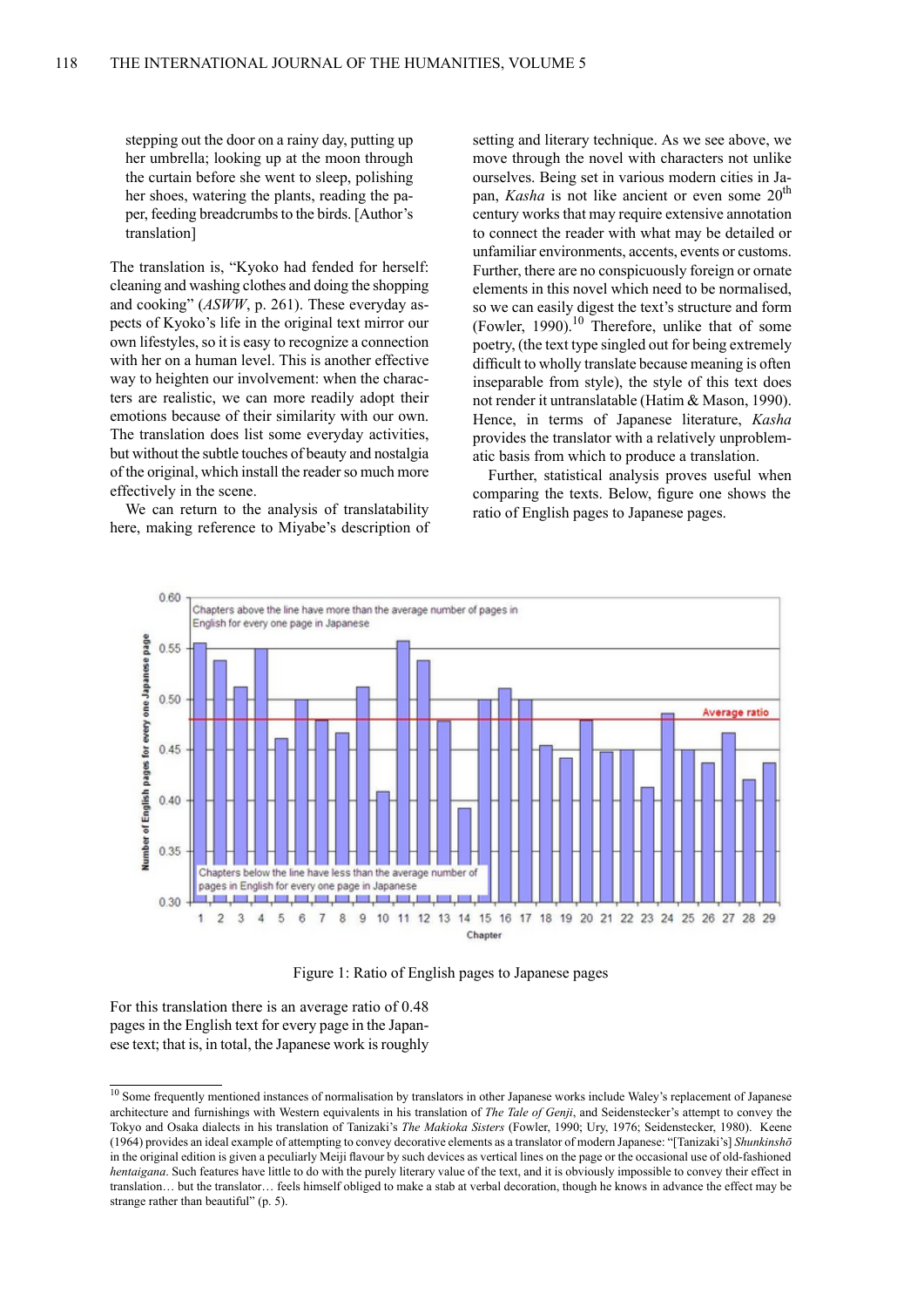stepping out the door on a rainy day, putting up her umbrella; looking up at the moon through the curtain before she went to sleep, polishing her shoes, watering the plants, reading the paper, feeding breadcrumbs to the birds. [Author's translation]

The translation is, "Kyoko had fended for herself: cleaning and washing clothes and doing the shopping and cooking" (*ASWW*, p. 261). These everyday aspects of Kyoko's life in the original text mirror our own lifestyles, so it is easy to recognize a connection with her on a human level. This is another effective way to heighten our involvement: when the characters are realistic, we can more readily adopt their emotions because of their similarity with our own. The translation does list some everyday activities, but without the subtle touches of beauty and nostalgia of the original, which install the reader so much more effectively in the scene.

We can return to the analysis of translatability here, making reference to Miyabe's description of setting and literary technique. As we see above, we move through the novel with characters not unlike ourselves. Being set in various modern cities in Japan, *Kasha* is not like ancient or even some 20th century works that may require extensive annotation to connect the reader with what may be detailed or unfamiliar environments, accents, events or customs. Further, there are no conspicuously foreign or ornate elements in this novel which need to be normalised, so we can easily digest the text's structure and form (Fowler, 1990).[10] Therefore, unlike that of some poetry, (the text type singled out for being extremely difficult to wholly translate because meaning is often inseparable from style), the style of this text does not render it untranslatable (Hatim & Mason, 1990). Hence, in terms of Japanese literature, *Kasha* provides the translator with a relatively unproblematic basis from which to produce a translation.

Further, statistical analysis proves useful when comparing the texts. Below, figure one shows the ratio of English pages to Japanese pages.

| Chapter | Number of English pages for every one Japanese page (approx.) |
|---|---|
| 1 | 0.555 |
| 2 | 0.54 |
| 3 | 0.51 |
| 4 | 0.55 |
| 5 | 0.46 |
| 6 | 0.50 |
| 7 | 0.48 |
| 8 | 0.47 |
| 9 | 0.51 |
| 10 | 0.41 |
| 11 | 0.555 |
| 12 | 0.54 |
| 13 | 0.48 |
| 14 | 0.39 |
| 15 | 0.50 |
| 16 | 0.51 |
| 17 | 0.50 |
| 18 | 0.455 |
| 19 | 0.44 |
| 20 | 0.48 |
| 21 | 0.45 |
| 22 | 0.45 |
| 23 | 0.41 |
| 24 | 0.485 |
| 25 | 0.45 |
| 26 | 0.44 |
| 27 | 0.465 |
| 28 | 0.42 |
| 29 | 0.44 |

Average ratio: 0.48. Chapters above the line have more than the average number of pages in English for every one page in Japanese. Chapters below the line have less than the average number of pages in English for every one page in Japanese.

Figure 1: Ratio of English pages to Japanese pages

For this translation there is an average ratio of 0.48 pages in the English text for every page in the Japanese text; that is, in total, the Japanese work is roughly

---

[10] Some frequently mentioned instances of normalisation by translators in other Japanese works include Waley's replacement of Japanese architecture and furnishings with Western equivalents in his translation of *The Tale of Genji*, and Seidenstecker's attempt to convey the Tokyo and Osaka dialects in his translation of Tanizaki's *The Makioka Sisters* (Fowler, 1990; Ury, 1976; Seidenstecker, 1980). Keene (1964) provides an ideal example of attempting to convey decorative elements as a translator of modern Japanese: "[Tanizaki's] *Shunkinshō* in the original edition is given a peculiarly Meiji flavour by such devices as vertical lines on the page or the occasional use of old-fashioned *hentaigana*. Such features have little to do with the purely literary value of the text, and it is obviously impossible to convey their effect in translation… but the translator… feels himself obliged to make a stab at verbal decoration, though he knows in advance the effect may be strange rather than beautiful" (p. 5).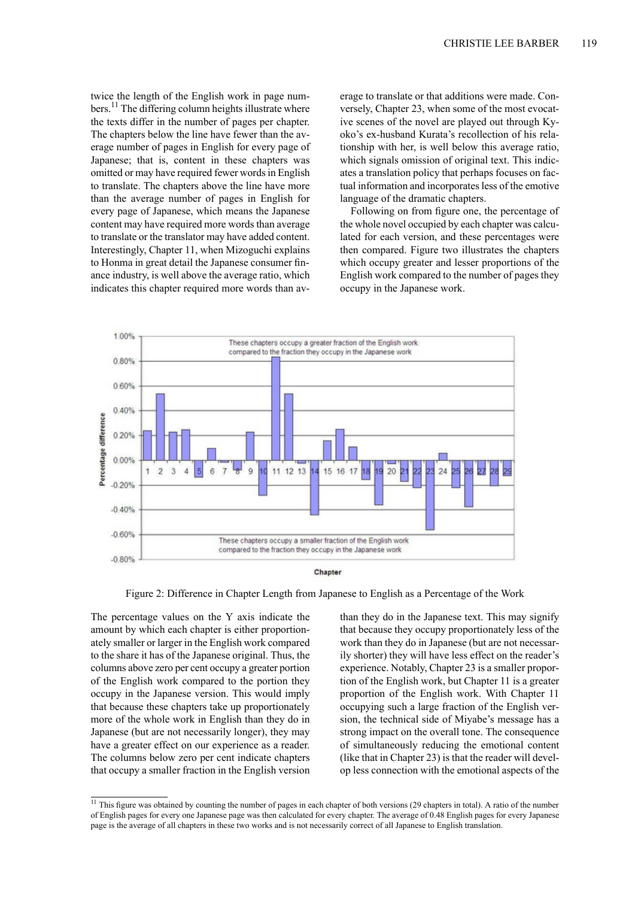twice the length of the English work in page numbers.[11] The differing column heights illustrate where the texts differ in the number of pages per chapter. The chapters below the line have fewer than the average number of pages in English for every page of Japanese; that is, content in these chapters was omitted or may have required fewer words in English to translate. The chapters above the line have more than the average number of pages in English for every page of Japanese, which means the Japanese content may have required more words than average to translate or the translator may have added content. Interestingly, Chapter 11, when Mizoguchi explains to Honma in great detail the Japanese consumer finance industry, is well above the average ratio, which indicates this chapter required more words than average to translate or that additions were made. Conversely, Chapter 23, when some of the most evocative scenes of the novel are played out through Kyoko's ex-husband Kurata's recollection of his relationship with her, is well below this average ratio, which signals omission of original text. This indicates a translation policy that perhaps focuses on factual information and incorporates less of the emotive language of the dramatic chapters.

Following on from figure one, the percentage of the whole novel occupied by each chapter was calculated for each version, and these percentages were then compared. Figure two illustrates the chapters which occupy greater and lesser proportions of the English work compared to the number of pages they occupy in the Japanese work.

Figure 2: Difference in Chapter Length from Japanese to English as a Percentage of the Work

The percentage values on the Y axis indicate the amount by which each chapter is either proportionately smaller or larger in the English work compared to the share it has of the Japanese original. Thus, the columns above zero per cent occupy a greater portion of the English work compared to the portion they occupy in the Japanese version. This would imply that because these chapters take up proportionately more of the whole work in English than they do in Japanese (but are not necessarily longer), they may have a greater effect on our experience as a reader. The columns below zero per cent indicate chapters that occupy a smaller fraction in the English version than they do in the Japanese text. This may signify that because they occupy proportionately less of the work than they do in Japanese (but are not necessarily shorter) they will have less effect on the reader's experience. Notably, Chapter 23 is a smaller proportion of the English work, but Chapter 11 is a greater proportion of the English work. With Chapter 11 occupying such a large fraction of the English version, the technical side of Miyabe's message has a strong impact on the overall tone. The consequence of simultaneously reducing the emotional content (like that in Chapter 23) is that the reader will develop less connection with the emotional aspects of the

---

[11] This figure was obtained by counting the number of pages in each chapter of both versions (29 chapters in total). A ratio of the number of English pages for every one Japanese page was then calculated for every chapter. The average of 0.48 English pages for every Japanese page is the average of all chapters in these two works and is not necessarily correct of all Japanese to English translation.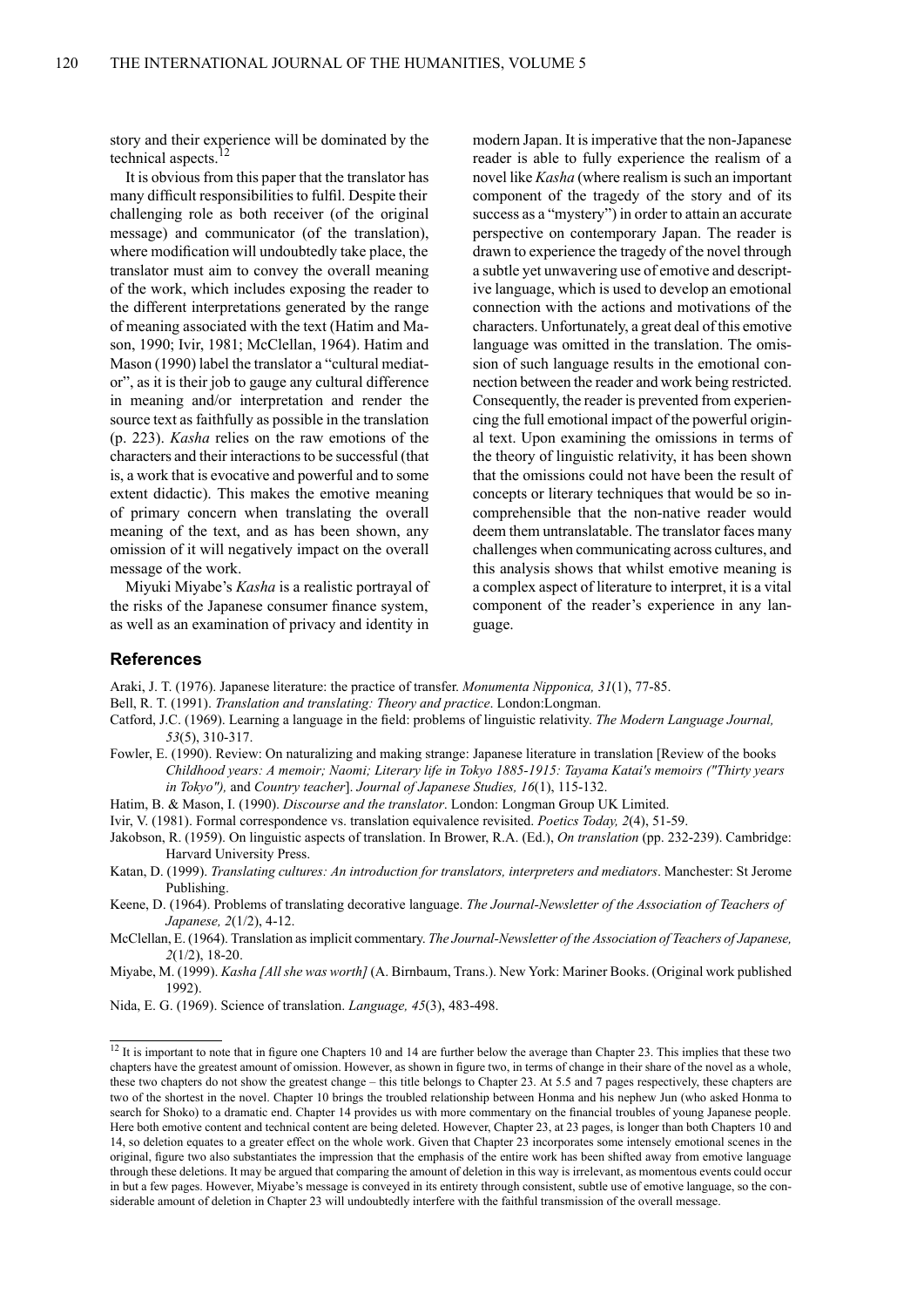story and their experience will be dominated by the technical aspects.[12]

It is obvious from this paper that the translator has many difficult responsibilities to fulfil. Despite their challenging role as both receiver (of the original message) and communicator (of the translation), where modification will undoubtedly take place, the translator must aim to convey the overall meaning of the work, which includes exposing the reader to the different interpretations generated by the range of meaning associated with the text (Hatim and Mason, 1990; Ivir, 1981; McClellan, 1964). Hatim and Mason (1990) label the translator a "cultural mediator", as it is their job to gauge any cultural difference in meaning and/or interpretation and render the source text as faithfully as possible in the translation (p. 223). *Kasha* relies on the raw emotions of the characters and their interactions to be successful (that is, a work that is evocative and powerful and to some extent didactic). This makes the emotive meaning of primary concern when translating the overall meaning of the text, and as has been shown, any omission of it will negatively impact on the overall message of the work.

Miyuki Miyabe's *Kasha* is a realistic portrayal of the risks of the Japanese consumer finance system, as well as an examination of privacy and identity in modern Japan. It is imperative that the non-Japanese reader is able to fully experience the realism of a novel like *Kasha* (where realism is such an important component of the tragedy of the story and of its success as a "mystery") in order to attain an accurate perspective on contemporary Japan. The reader is drawn to experience the tragedy of the novel through a subtle yet unwavering use of emotive and descriptive language, which is used to develop an emotional connection with the actions and motivations of the characters. Unfortunately, a great deal of this emotive language was omitted in the translation. The omission of such language results in the emotional connection between the reader and work being restricted. Consequently, the reader is prevented from experiencing the full emotional impact of the powerful original text. Upon examining the omissions in terms of the theory of linguistic relativity, it has been shown that the omissions could not have been the result of concepts or literary techniques that would be so incomprehensible that the non-native reader would deem them untranslatable. The translator faces many challenges when communicating across cultures, and this analysis shows that whilst emotive meaning is a complex aspect of literature to interpret, it is a vital component of the reader's experience in any language.

## References

Araki, J. T. (1976). Japanese literature: the practice of transfer. *Monumenta Nipponica, 31*(1), 77-85.

Bell, R. T. (1991). *Translation and translating: Theory and practice*. London:Longman.

Catford, J.C. (1969). Learning a language in the field: problems of linguistic relativity. *The Modern Language Journal, 53*(5), 310-317.

Fowler, E. (1990). Review: On naturalizing and making strange: Japanese literature in translation [Review of the books *Childhood years: A memoir; Naomi; Literary life in Tokyo 1885-1915: Tayama Katai's memoirs ("Thirty years in Tokyo"),* and *Country teacher*]. *Journal of Japanese Studies, 16*(1), 115-132.

Hatim, B. & Mason, I. (1990). *Discourse and the translator*. London: Longman Group UK Limited.

Ivir, V. (1981). Formal correspondence vs. translation equivalence revisited. *Poetics Today, 2*(4), 51-59.

Jakobson, R. (1959). On linguistic aspects of translation. In Brower, R.A. (Ed.), *On translation* (pp. 232-239). Cambridge: Harvard University Press.

Katan, D. (1999). *Translating cultures: An introduction for translators, interpreters and mediators*. Manchester: St Jerome Publishing.

Keene, D. (1964). Problems of translating decorative language. *The Journal-Newsletter of the Association of Teachers of Japanese, 2*(1/2), 4-12.

McClellan, E. (1964). Translation as implicit commentary. *The Journal-Newsletter of the Association of Teachers of Japanese, 2*(1/2), 18-20.

Miyabe, M. (1999). *Kasha [All she was worth]* (A. Birnbaum, Trans.). New York: Mariner Books. (Original work published 1992).

Nida, E. G. (1969). Science of translation. *Language, 45*(3), 483-498.

---

[12] It is important to note that in figure one Chapters 10 and 14 are further below the average than Chapter 23. This implies that these two chapters have the greatest amount of omission. However, as shown in figure two, in terms of change in their share of the novel as a whole, these two chapters do not show the greatest change – this title belongs to Chapter 23. At 5.5 and 7 pages respectively, these chapters are two of the shortest in the novel. Chapter 10 brings the troubled relationship between Honma and his nephew Jun (who asked Honma to search for Shoko) to a dramatic end. Chapter 14 provides us with more commentary on the financial troubles of young Japanese people. Here both emotive content and technical content are being deleted. However, Chapter 23, at 23 pages, is longer than both Chapters 10 and 14, so deletion equates to a greater effect on the whole work. Given that Chapter 23 incorporates some intensely emotional scenes in the original, figure two also substantiates the impression that the emphasis of the entire work has been shifted away from emotive language through these deletions. It may be argued that comparing the amount of deletion in this way is irrelevant, as momentous events could occur in but a few pages. However, Miyabe's message is conveyed in its entirety through consistent, subtle use of emotive language, so the considerable amount of deletion in Chapter 23 will undoubtedly interfere with the faithful transmission of the overall message.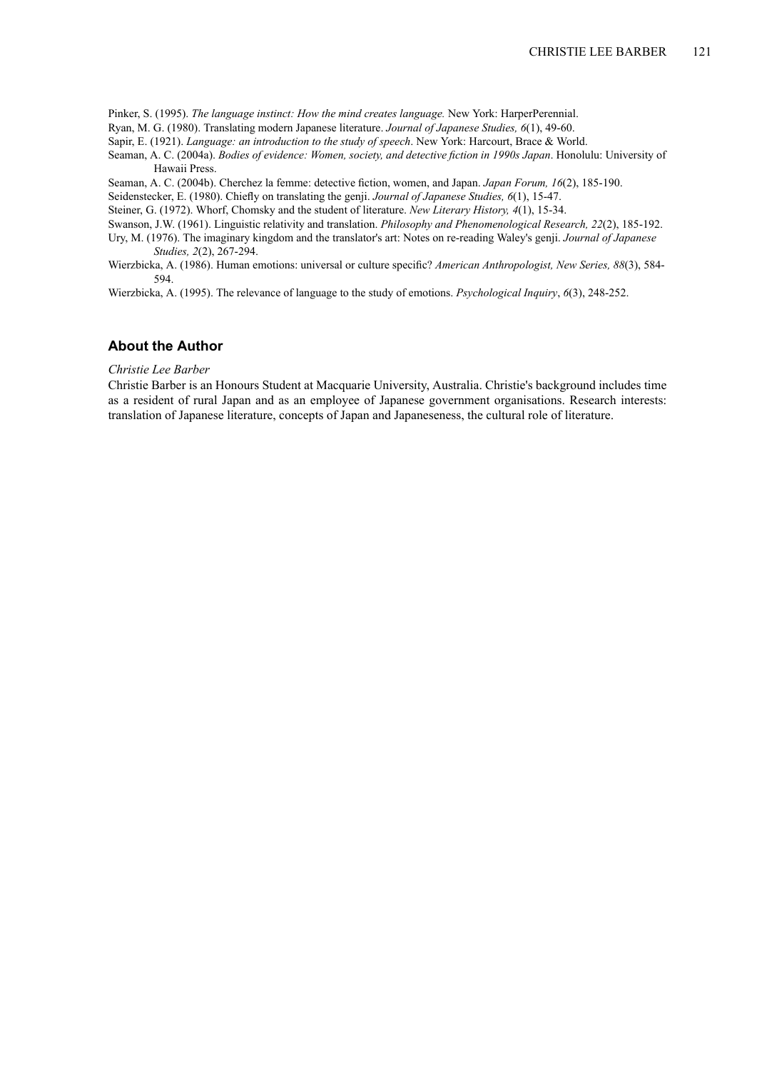Pinker, S. (1995). *The language instinct: How the mind creates language.* New York: HarperPerennial.

Ryan, M. G. (1980). Translating modern Japanese literature. *Journal of Japanese Studies, 6*(1), 49-60.

Sapir, E. (1921). *Language: an introduction to the study of speech*. New York: Harcourt, Brace & World.

Seaman, A. C. (2004a). *Bodies of evidence: Women, society, and detective fiction in 1990s Japan*. Honolulu: University of Hawaii Press.

Seaman, A. C. (2004b). Cherchez la femme: detective fiction, women, and Japan. *Japan Forum, 16*(2), 185-190.

Seidenstecker, E. (1980). Chiefly on translating the genji. *Journal of Japanese Studies, 6*(1), 15-47.

Steiner, G. (1972). Whorf, Chomsky and the student of literature. *New Literary History, 4*(1), 15-34.

Swanson, J.W. (1961). Linguistic relativity and translation. *Philosophy and Phenomenological Research, 22*(2), 185-192.

Ury, M. (1976). The imaginary kingdom and the translator's art: Notes on re-reading Waley's genji. *Journal of Japanese Studies, 2*(2), 267-294.

Wierzbicka, A. (1986). Human emotions: universal or culture specific? *American Anthropologist, New Series, 88*(3), 584-594.

Wierzbicka, A. (1995). The relevance of language to the study of emotions. *Psychological Inquiry*, *6*(3), 248-252.

## About the Author

*Christie Lee Barber*

Christie Barber is an Honours Student at Macquarie University, Australia. Christie's background includes time as a resident of rural Japan and as an employee of Japanese government organisations. Research interests: translation of Japanese literature, concepts of Japan and Japaneseness, the cultural role of literature.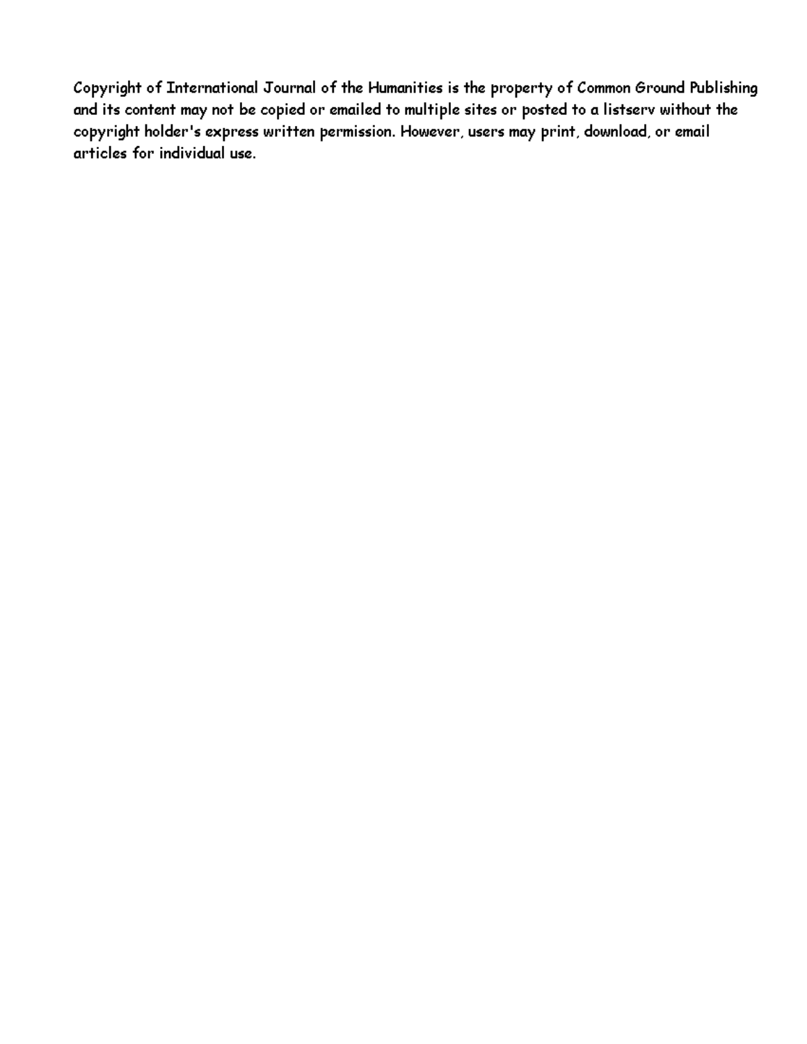Copyright of International Journal of the Humanities is the property of Common Ground Publishing and its content may not be copied or emailed to multiple sites or posted to a listserv without the copyright holder's express written permission. However, users may print, download, or email articles for individual use.